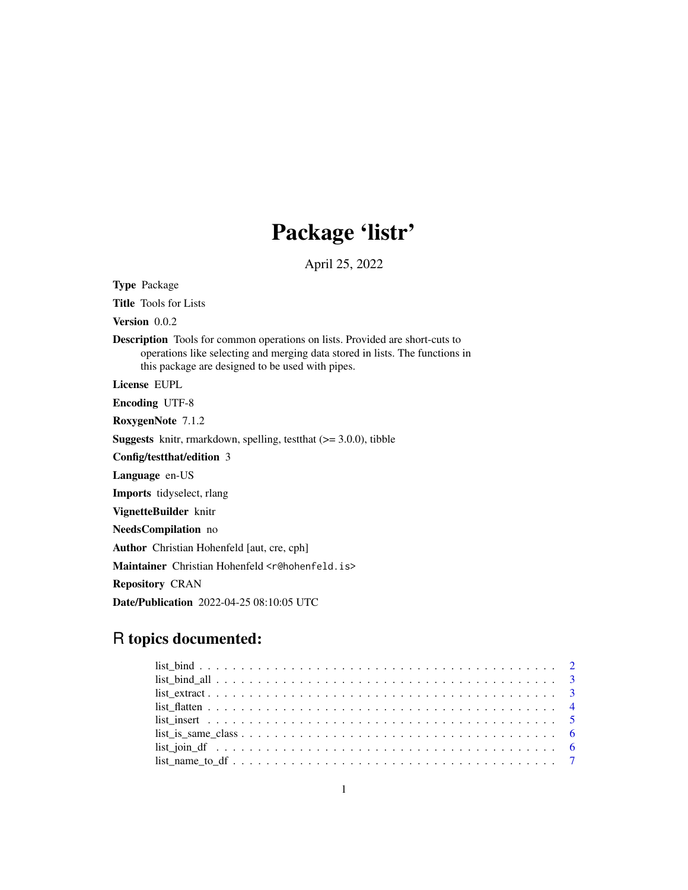# Package 'listr'

April 25, 2022

**Type** Package

**Title** Tools for Lists

**Version** 0.0.2

**Description** Tools for common operations on lists. Provided are short-cuts to operations like selecting and merging data stored in lists. The functions in this package are designed to be used with pipes.

**License** EUPL

**Encoding** UTF-8

**RoxygenNote** 7.1.2

**Suggests** knitr, rmarkdown, spelling, testthat (>= 3.0.0), tibble

**Config/testthat/edition** 3

**Language** en-US

**Imports** tidyselect, rlang

**VignetteBuilder** knitr

**NeedsCompilation** no

**Author** Christian Hohenfeld [aut, cre, cph]

**Maintainer** Christian Hohenfeld <r@hohenfeld.is>

**Repository** CRAN

**Date/Publication** 2022-04-25 08:10:05 UTC

## R topics documented:

- list_bind . . . . . . . . . . . . . . . . . . . . . . . . . . . . . . . . . . . . . . . . . . 2
- list_bind_all . . . . . . . . . . . . . . . . . . . . . . . . . . . . . . . . . . . . . . . . 3
- list_extract . . . . . . . . . . . . . . . . . . . . . . . . . . . . . . . . . . . . . . . . . 3
- list_flatten . . . . . . . . . . . . . . . . . . . . . . . . . . . . . . . . . . . . . . . . . 4
- list_insert . . . . . . . . . . . . . . . . . . . . . . . . . . . . . . . . . . . . . . . . . . 5
- list_is_same_class . . . . . . . . . . . . . . . . . . . . . . . . . . . . . . . . . . . . . 6
- list_join_df . . . . . . . . . . . . . . . . . . . . . . . . . . . . . . . . . . . . . . . . . 6
- list_name_to_df . . . . . . . . . . . . . . . . . . . . . . . . . . . . . . . . . . . . . . . 7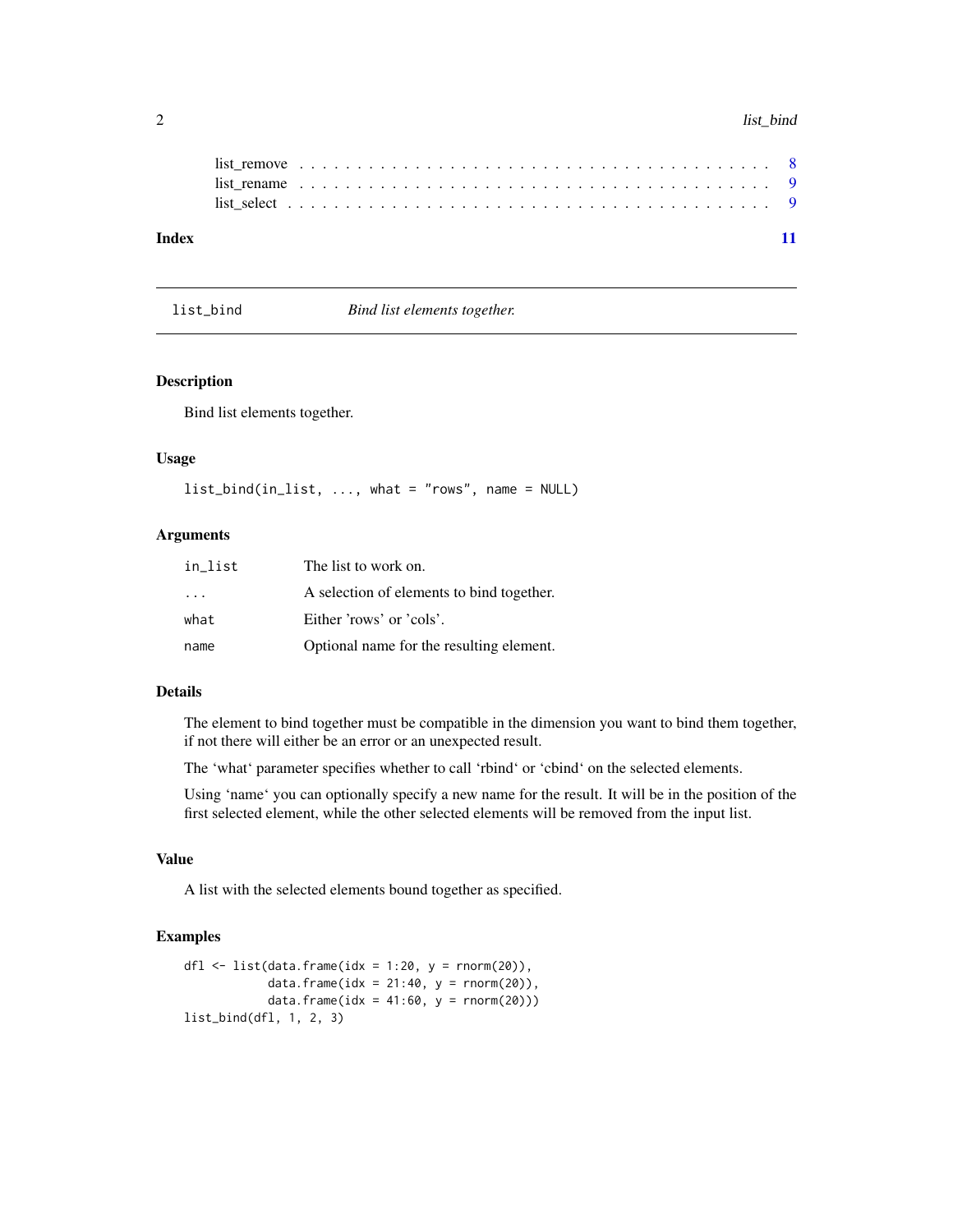list_remove . . . . . . . . . . . . . . . . . . . . . . . . . . . . . . . . . . . . . . . 8
list_rename . . . . . . . . . . . . . . . . . . . . . . . . . . . . . . . . . . . . . . . 9
list_select . . . . . . . . . . . . . . . . . . . . . . . . . . . . . . . . . . . . . . . 9

**Index** 11

---

## list_bind — *Bind list elements together.*

---

### Description

Bind list elements together.

### Usage

```
list_bind(in_list, ..., what = "rows", name = NULL)
```

### Arguments

| | |
|---|---|
| `in_list` | The list to work on. |
| `...` | A selection of elements to bind together. |
| `what` | Either 'rows' or 'cols'. |
| `name` | Optional name for the resulting element. |

### Details

The element to bind together must be compatible in the dimension you want to bind them together, if not there will either be an error or an unexpected result.

The 'what' parameter specifies whether to call 'rbind' or 'cbind' on the selected elements.

Using 'name' you can optionally specify a new name for the result. It will be in the position of the first selected element, while the other selected elements will be removed from the input list.

### Value

A list with the selected elements bound together as specified.

### Examples

```
dfl <- list(data.frame(idx = 1:20, y = rnorm(20)),
            data.frame(idx = 21:40, y = rnorm(20)),
            data.frame(idx = 41:60, y = rnorm(20)))
list_bind(dfl, 1, 2, 3)
```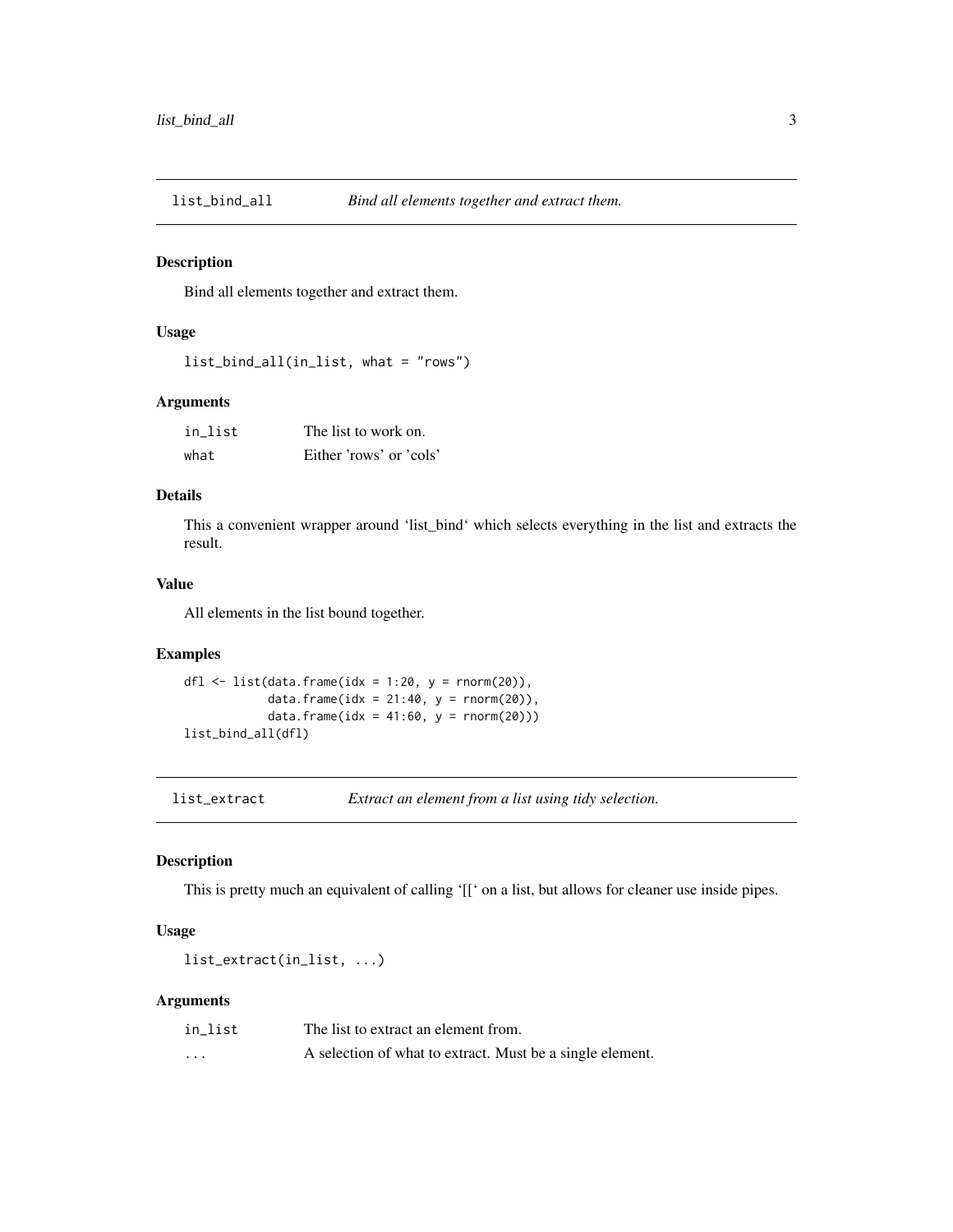## list_bind_all — *Bind all elements together and extract them.*

### Description

Bind all elements together and extract them.

### Usage

```
list_bind_all(in_list, what = "rows")
```

### Arguments

| | |
|---|---|
| in_list | The list to work on. |
| what | Either 'rows' or 'cols' |

### Details

This a convenient wrapper around 'list_bind' which selects everything in the list and extracts the result.

### Value

All elements in the list bound together.

### Examples

```
dfl <- list(data.frame(idx = 1:20, y = rnorm(20)),
            data.frame(idx = 21:40, y = rnorm(20)),
            data.frame(idx = 41:60, y = rnorm(20)))
list_bind_all(dfl)
```

## list_extract — *Extract an element from a list using tidy selection.*

### Description

This is pretty much an equivalent of calling '[[' on a list, but allows for cleaner use inside pipes.

### Usage

```
list_extract(in_list, ...)
```

### Arguments

| | |
|---|---|
| in_list | The list to extract an element from. |
| ... | A selection of what to extract. Must be a single element. |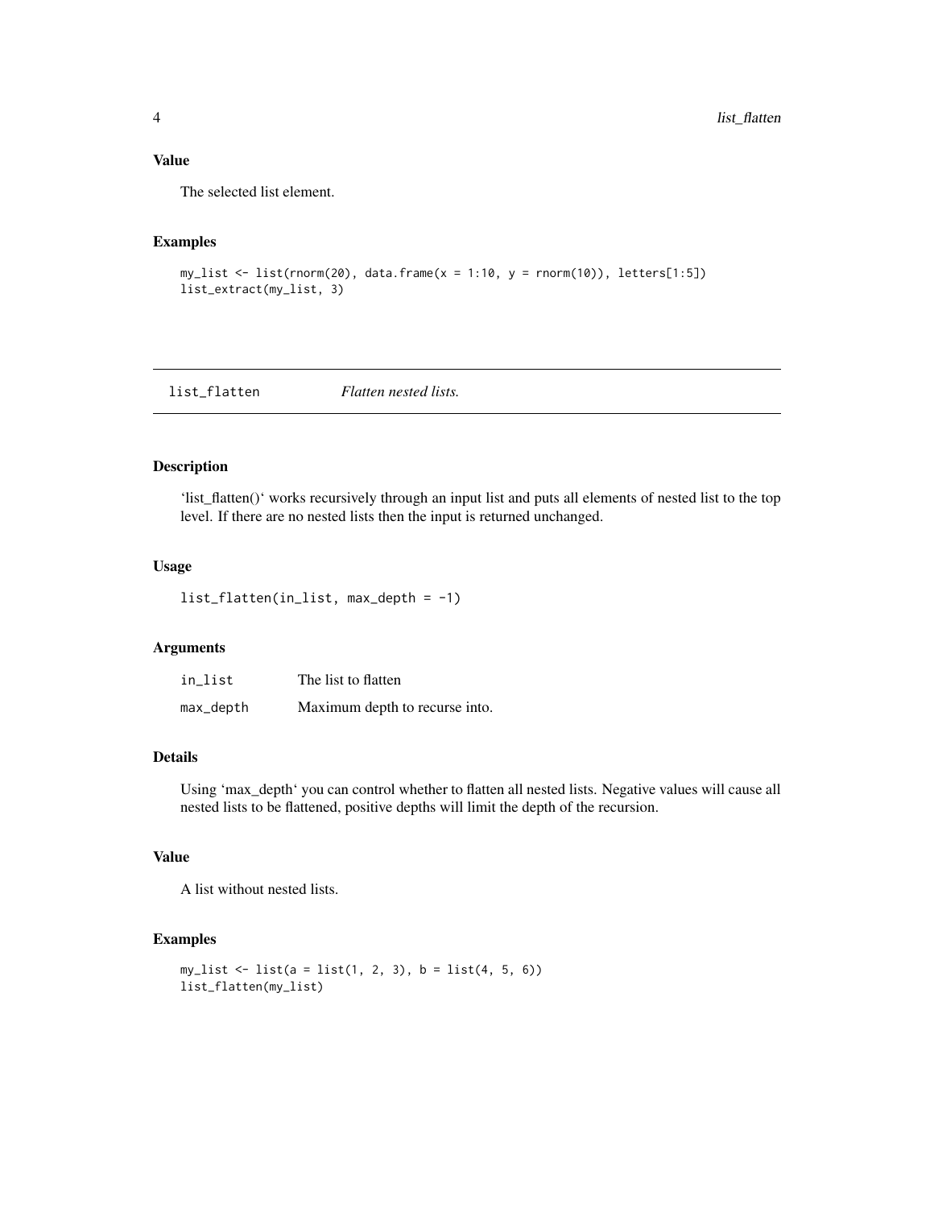### Value

The selected list element.

### Examples

```
my_list <- list(rnorm(20), data.frame(x = 1:10, y = rnorm(10)), letters[1:5])
list_extract(my_list, 3)
```

---

## list_flatten *Flatten nested lists.*

---

### Description

'list_flatten()' works recursively through an input list and puts all elements of nested list to the top level. If there are no nested lists then the input is returned unchanged.

### Usage

```
list_flatten(in_list, max_depth = -1)
```

### Arguments

| | |
|---|---|
| in_list | The list to flatten |
| max_depth | Maximum depth to recurse into. |

### Details

Using 'max_depth' you can control whether to flatten all nested lists. Negative values will cause all nested lists to be flattened, positive depths will limit the depth of the recursion.

### Value

A list without nested lists.

### Examples

```
my_list <- list(a = list(1, 2, 3), b = list(4, 5, 6))
list_flatten(my_list)
```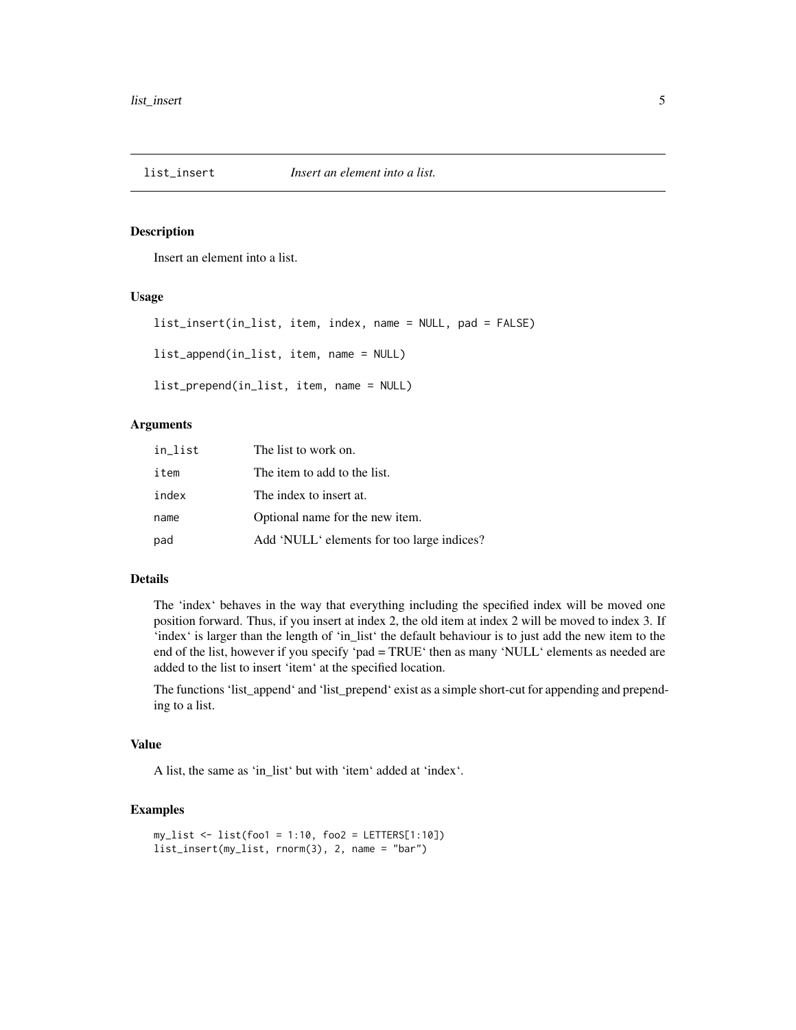# list_insert — *Insert an element into a list.*

## Description

Insert an element into a list.

## Usage

```
list_insert(in_list, item, index, name = NULL, pad = FALSE)

list_append(in_list, item, name = NULL)

list_prepend(in_list, item, name = NULL)
```

## Arguments

| | |
|---|---|
| `in_list` | The list to work on. |
| `item` | The item to add to the list. |
| `index` | The index to insert at. |
| `name` | Optional name for the new item. |
| `pad` | Add 'NULL' elements for too large indices? |

## Details

The 'index' behaves in the way that everything including the specified index will be moved one position forward. Thus, if you insert at index 2, the old item at index 2 will be moved to index 3. If 'index' is larger than the length of 'in_list' the default behaviour is to just add the new item to the end of the list, however if you specify 'pad = TRUE' then as many 'NULL' elements as needed are added to the list to insert 'item' at the specified location.

The functions 'list_append' and 'list_prepend' exist as a simple short-cut for appending and prepending to a list.

## Value

A list, the same as 'in_list' but with 'item' added at 'index'.

## Examples

```
my_list <- list(foo1 = 1:10, foo2 = LETTERS[1:10])
list_insert(my_list, rnorm(3), 2, name = "bar")
```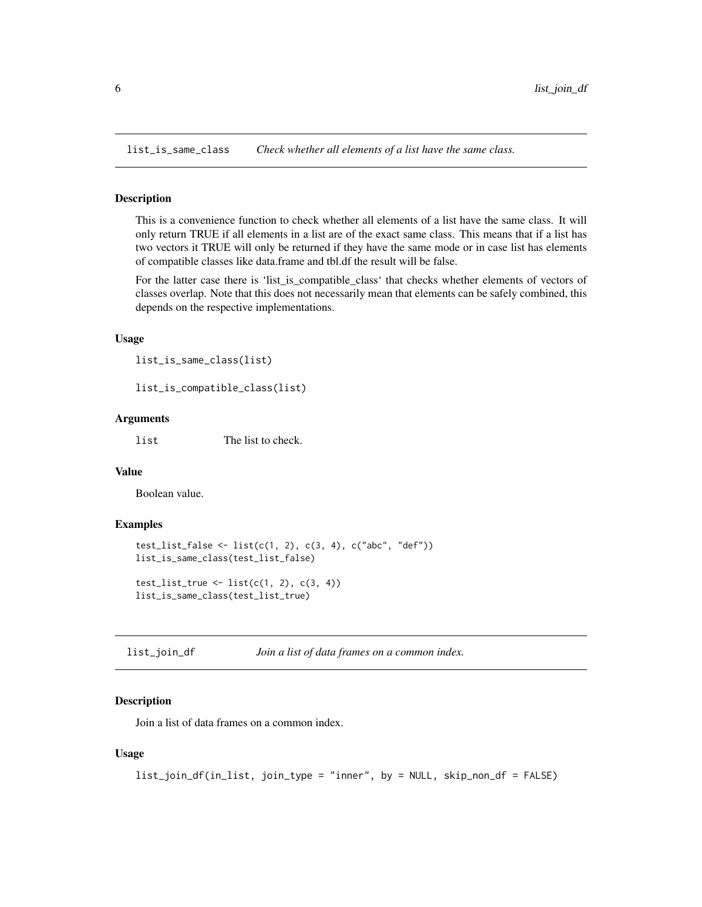## list_is_same_class — *Check whether all elements of a list have the same class.*

### Description

This is a convenience function to check whether all elements of a list have the same class. It will only return TRUE if all elements in a list are of the exact same class. This means that if a list has two vectors it TRUE will only be returned if they have the same mode or in case list has elements of compatible classes like data.frame and tbl.df the result will be false.

For the latter case there is 'list_is_compatible_class' that checks whether elements of vectors of classes overlap. Note that this does not necessarily mean that elements can be safely combined, this depends on the respective implementations.

### Usage

```
list_is_same_class(list)

list_is_compatible_class(list)
```

### Arguments

| | |
|---|---|
| `list` | The list to check. |

### Value

Boolean value.

### Examples

```
test_list_false <- list(c(1, 2), c(3, 4), c("abc", "def"))
list_is_same_class(test_list_false)

test_list_true <- list(c(1, 2), c(3, 4))
list_is_same_class(test_list_true)
```

## list_join_df — *Join a list of data frames on a common index.*

### Description

Join a list of data frames on a common index.

### Usage

```
list_join_df(in_list, join_type = "inner", by = NULL, skip_non_df = FALSE)
```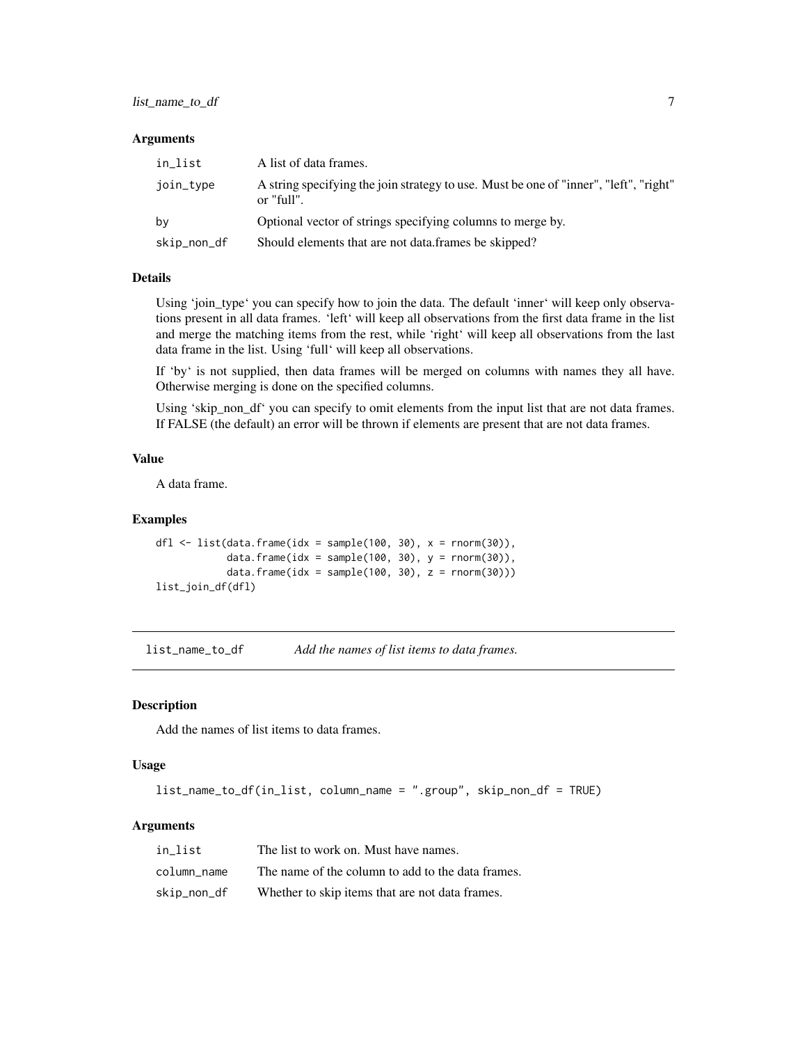### Arguments

| | |
|---|---|
| in_list | A list of data frames. |
| join_type | A string specifying the join strategy to use. Must be one of "inner", "left", "right" or "full". |
| by | Optional vector of strings specifying columns to merge by. |
| skip_non_df | Should elements that are not data.frames be skipped? |

### Details

Using 'join_type' you can specify how to join the data. The default 'inner' will keep only observations present in all data frames. 'left' will keep all observations from the first data frame in the list and merge the matching items from the rest, while 'right' will keep all observations from the last data frame in the list. Using 'full' will keep all observations.

If 'by' is not supplied, then data frames will be merged on columns with names they all have. Otherwise merging is done on the specified columns.

Using 'skip_non_df' you can specify to omit elements from the input list that are not data frames. If FALSE (the default) an error will be thrown if elements are present that are not data frames.

### Value

A data frame.

### Examples

```
dfl <- list(data.frame(idx = sample(100, 30), x = rnorm(30)),
            data.frame(idx = sample(100, 30), y = rnorm(30)),
            data.frame(idx = sample(100, 30), z = rnorm(30)))
list_join_df(dfl)
```

---

## list_name_to_df    *Add the names of list items to data frames.*

---

### Description

Add the names of list items to data frames.

### Usage

```
list_name_to_df(in_list, column_name = ".group", skip_non_df = TRUE)
```

### Arguments

| | |
|---|---|
| in_list | The list to work on. Must have names. |
| column_name | The name of the column to add to the data frames. |
| skip_non_df | Whether to skip items that are not data frames. |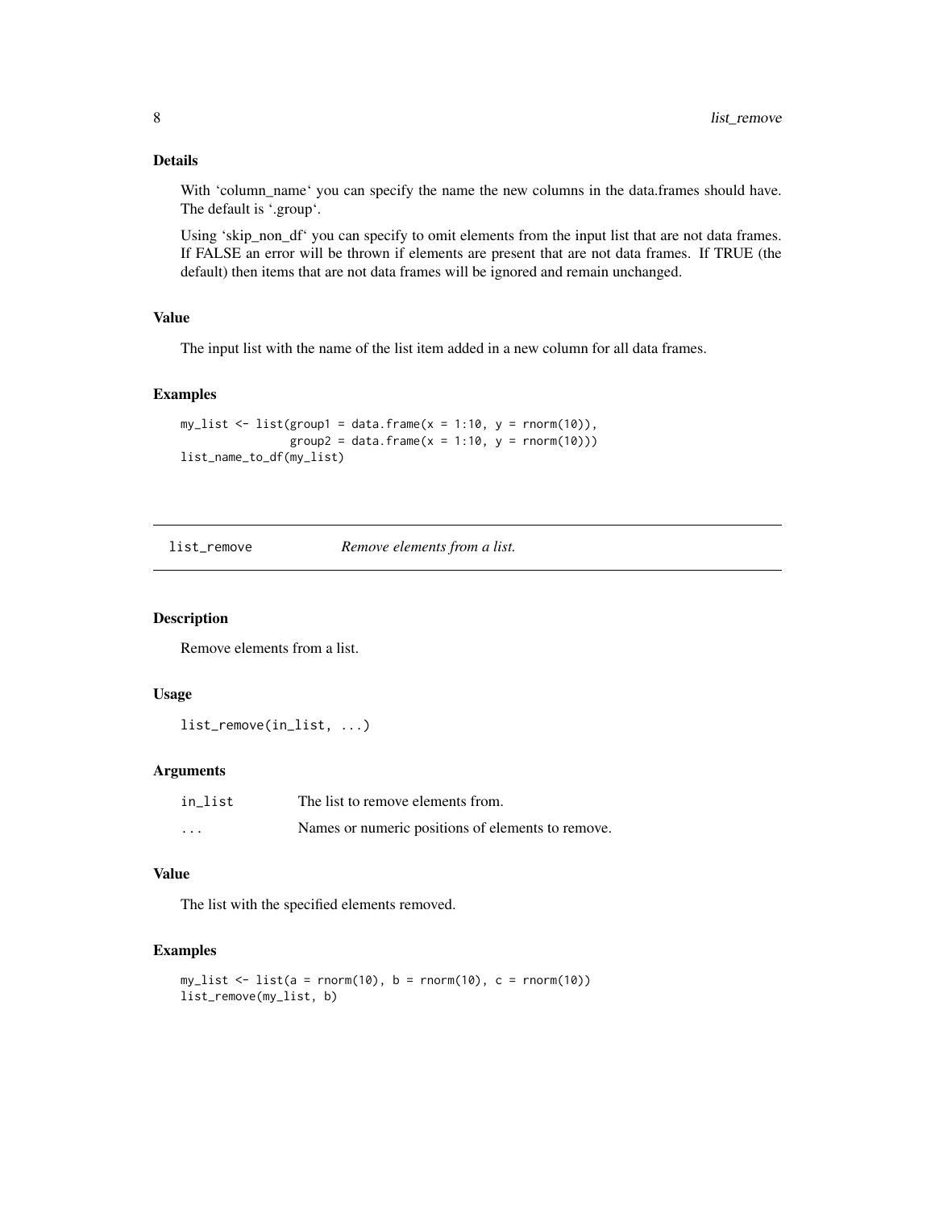### Details

With 'column_name' you can specify the name the new columns in the data.frames should have. The default is '.group'.

Using 'skip_non_df' you can specify to omit elements from the input list that are not data frames. If FALSE an error will be thrown if elements are present that are not data frames. If TRUE (the default) then items that are not data frames will be ignored and remain unchanged.

### Value

The input list with the name of the list item added in a new column for all data frames.

### Examples

```
my_list <- list(group1 = data.frame(x = 1:10, y = rnorm(10)),
                group2 = data.frame(x = 1:10, y = rnorm(10)))
list_name_to_df(my_list)
```

---

## list_remove — *Remove elements from a list.*

---

### Description

Remove elements from a list.

### Usage

```
list_remove(in_list, ...)
```

### Arguments

| | |
|---|---|
| in_list | The list to remove elements from. |
| ... | Names or numeric positions of elements to remove. |

### Value

The list with the specified elements removed.

### Examples

```
my_list <- list(a = rnorm(10), b = rnorm(10), c = rnorm(10))
list_remove(my_list, b)
```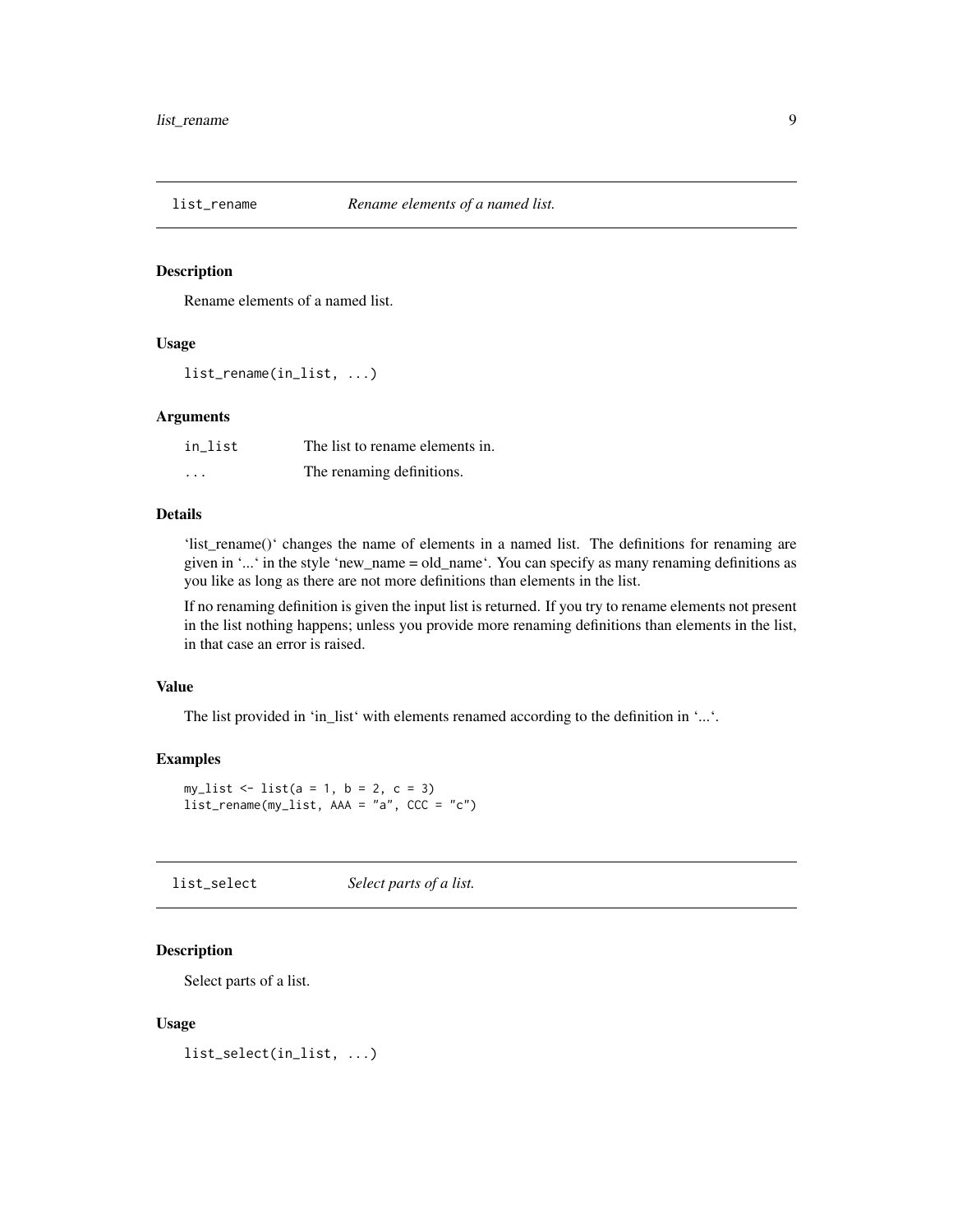## list_rename *Rename elements of a named list.*

### Description

Rename elements of a named list.

### Usage

```
list_rename(in_list, ...)
```

### Arguments

| | |
|---|---|
| in_list | The list to rename elements in. |
| ... | The renaming definitions. |

### Details

'list_rename()' changes the name of elements in a named list. The definitions for renaming are given in '...' in the style 'new_name = old_name'. You can specify as many renaming definitions as you like as long as there are not more definitions than elements in the list.

If no renaming definition is given the input list is returned. If you try to rename elements not present in the list nothing happens; unless you provide more renaming definitions than elements in the list, in that case an error is raised.

### Value

The list provided in 'in_list' with elements renamed according to the definition in '...'.

### Examples

```
my_list <- list(a = 1, b = 2, c = 3)
list_rename(my_list, AAA = "a", CCC = "c")
```

## list_select *Select parts of a list.*

### Description

Select parts of a list.

### Usage

```
list_select(in_list, ...)
```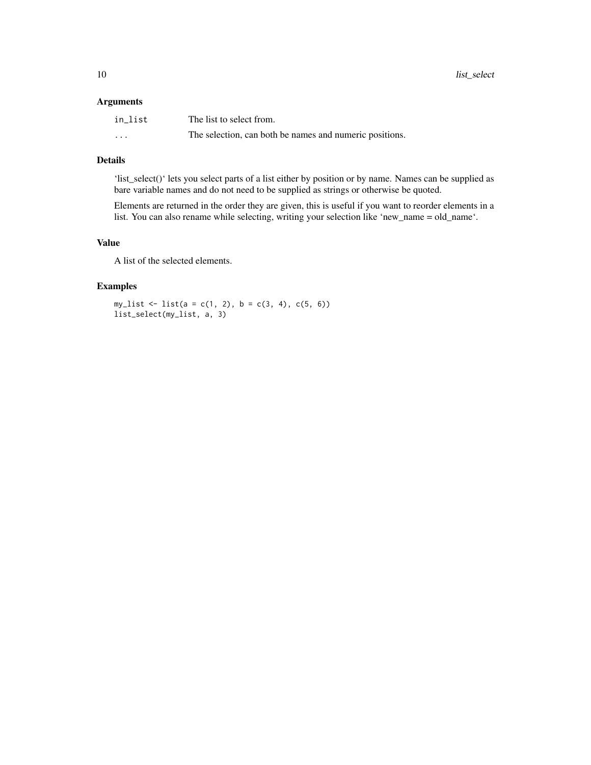### Arguments

| | |
|---|---|
| `in_list` | The list to select from. |
| `...` | The selection, can both be names and numeric positions. |

### Details

'list_select()' lets you select parts of a list either by position or by name. Names can be supplied as bare variable names and do not need to be supplied as strings or otherwise be quoted.

Elements are returned in the order they are given, this is useful if you want to reorder elements in a list. You can also rename while selecting, writing your selection like 'new_name = old_name'.

### Value

A list of the selected elements.

### Examples

```
my_list <- list(a = c(1, 2), b = c(3, 4), c(5, 6))
list_select(my_list, a, 3)
```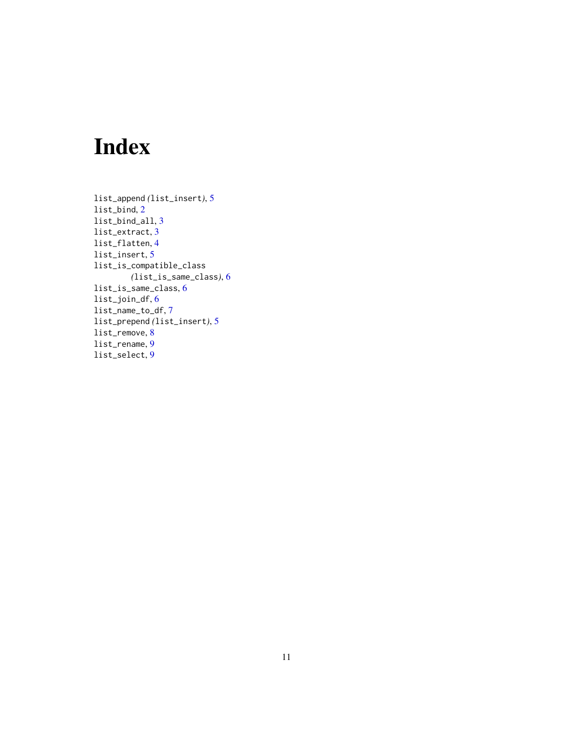# Index

list_append (list_insert), 5
list_bind, 2
list_bind_all, 3
list_extract, 3
list_flatten, 4
list_insert, 5
list_is_compatible_class
    (list_is_same_class), 6
list_is_same_class, 6
list_join_df, 6
list_name_to_df, 7
list_prepend (list_insert), 5
list_remove, 8
list_rename, 9
list_select, 9